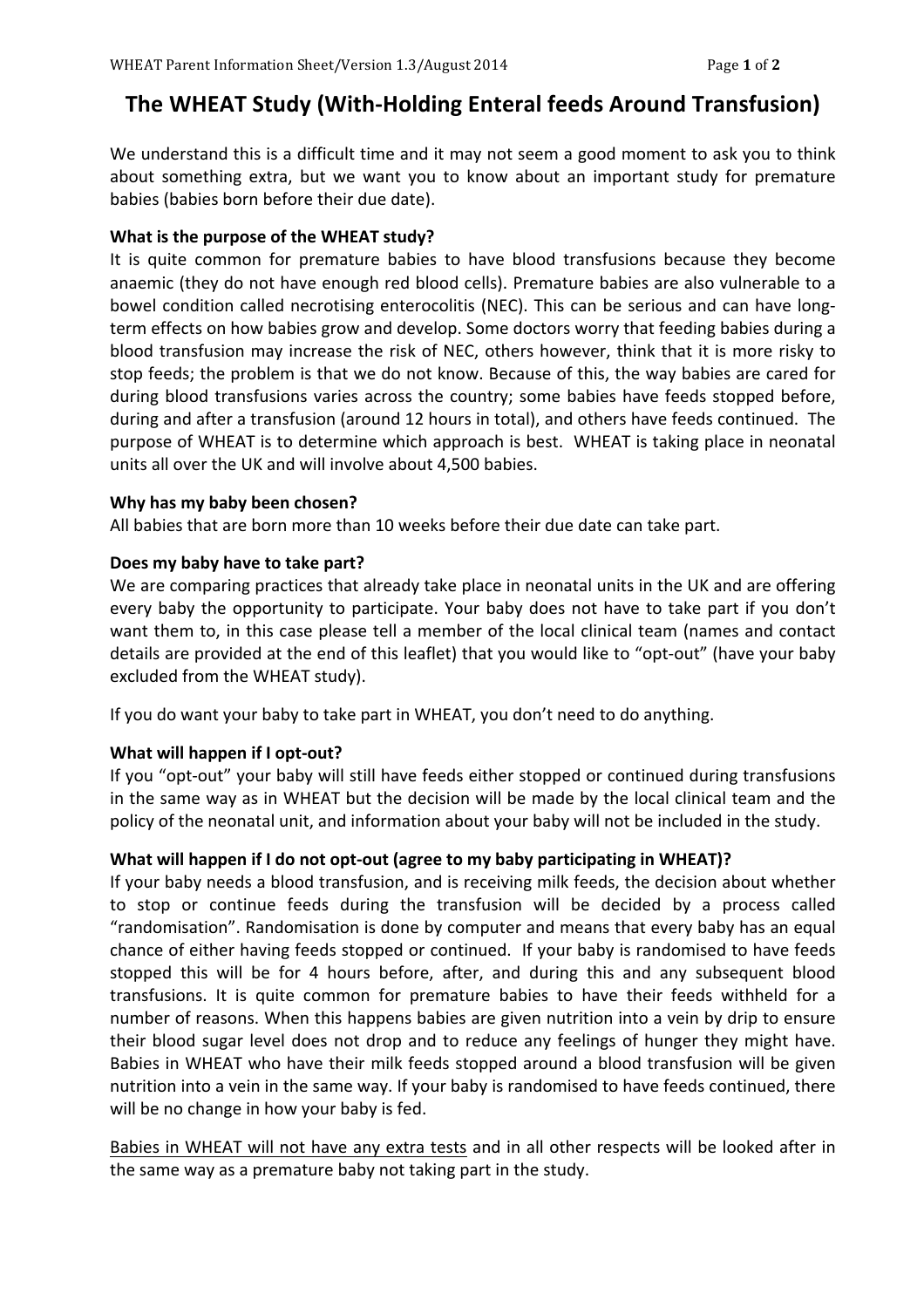# The WHEAT Study (With-Holding Enteral feeds Around Transfusion)

We understand this is a difficult time and it may not seem a good moment to ask you to think about something extra, but we want you to know about an important study for premature babies (babies born before their due date).

**What is the purpose of the WHEAT study?**

It is quite common for premature babies to have blood transfusions because they become anaemic (they do not have enough red blood cells). Premature babies are also vulnerable to a bowel condition called necrotising enterocolitis (NEC). This can be serious and can have long-term effects on how babies grow and develop. Some doctors worry that feeding babies during a blood transfusion may increase the risk of NEC, others however, think that it is more risky to stop feeds; the problem is that we do not know. Because of this, the way babies are cared for during blood transfusions varies across the country; some babies have feeds stopped before, during and after a transfusion (around 12 hours in total), and others have feeds continued. The purpose of WHEAT is to determine which approach is best. WHEAT is taking place in neonatal units all over the UK and will involve about 4,500 babies.

**Why has my baby been chosen?**

All babies that are born more than 10 weeks before their due date can take part.

**Does my baby have to take part?**

We are comparing practices that already take place in neonatal units in the UK and are offering every baby the opportunity to participate. Your baby does not have to take part if you don't want them to, in this case please tell a member of the local clinical team (names and contact details are provided at the end of this leaflet) that you would like to "opt-out" (have your baby excluded from the WHEAT study).

If you do want your baby to take part in WHEAT, you don't need to do anything.

**What will happen if I opt-out?**

If you "opt-out" your baby will still have feeds either stopped or continued during transfusions in the same way as in WHEAT but the decision will be made by the local clinical team and the policy of the neonatal unit, and information about your baby will not be included in the study.

**What will happen if I do not opt-out (agree to my baby participating in WHEAT)?**

If your baby needs a blood transfusion, and is receiving milk feeds, the decision about whether to stop or continue feeds during the transfusion will be decided by a process called "randomisation". Randomisation is done by computer and means that every baby has an equal chance of either having feeds stopped or continued. If your baby is randomised to have feeds stopped this will be for 4 hours before, after, and during this and any subsequent blood transfusions. It is quite common for premature babies to have their feeds withheld for a number of reasons. When this happens babies are given nutrition into a vein by drip to ensure their blood sugar level does not drop and to reduce any feelings of hunger they might have. Babies in WHEAT who have their milk feeds stopped around a blood transfusion will be given nutrition into a vein in the same way. If your baby is randomised to have feeds continued, there will be no change in how your baby is fed.

<u>Babies in WHEAT will not have any extra tests</u> and in all other respects will be looked after in the same way as a premature baby not taking part in the study.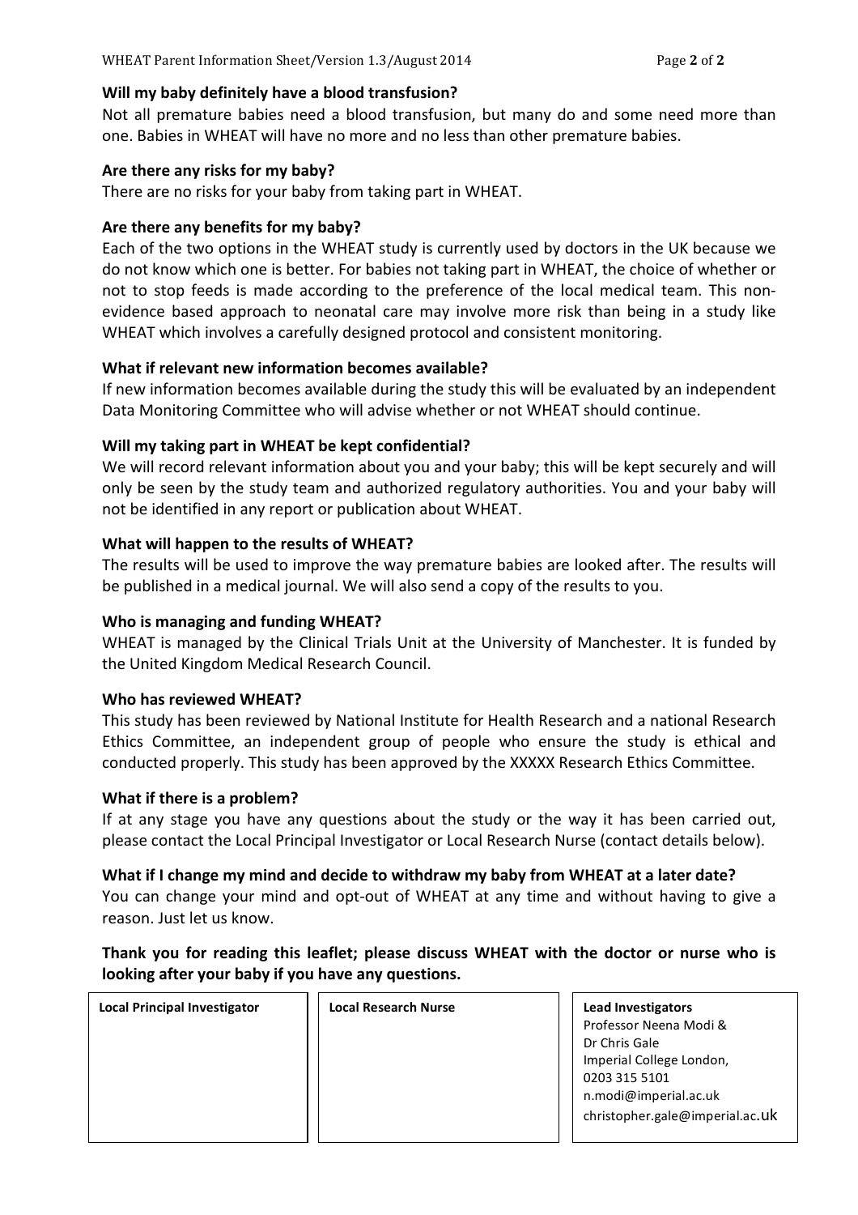**Will my baby definitely have a blood transfusion?**

Not all premature babies need a blood transfusion, but many do and some need more than one. Babies in WHEAT will have no more and no less than other premature babies.

**Are there any risks for my baby?**

There are no risks for your baby from taking part in WHEAT.

**Are there any benefits for my baby?**

Each of the two options in the WHEAT study is currently used by doctors in the UK because we do not know which one is better. For babies not taking part in WHEAT, the choice of whether or not to stop feeds is made according to the preference of the local medical team. This non-evidence based approach to neonatal care may involve more risk than being in a study like WHEAT which involves a carefully designed protocol and consistent monitoring.

**What if relevant new information becomes available?**

If new information becomes available during the study this will be evaluated by an independent Data Monitoring Committee who will advise whether or not WHEAT should continue.

**Will my taking part in WHEAT be kept confidential?**

We will record relevant information about you and your baby; this will be kept securely and will only be seen by the study team and authorized regulatory authorities. You and your baby will not be identified in any report or publication about WHEAT.

**What will happen to the results of WHEAT?**

The results will be used to improve the way premature babies are looked after. The results will be published in a medical journal. We will also send a copy of the results to you.

**Who is managing and funding WHEAT?**

WHEAT is managed by the Clinical Trials Unit at the University of Manchester. It is funded by the United Kingdom Medical Research Council.

**Who has reviewed WHEAT?**

This study has been reviewed by National Institute for Health Research and a national Research Ethics Committee, an independent group of people who ensure the study is ethical and conducted properly. This study has been approved by the XXXXX Research Ethics Committee.

**What if there is a problem?**

If at any stage you have any questions about the study or the way it has been carried out, please contact the Local Principal Investigator or Local Research Nurse (contact details below).

**What if I change my mind and decide to withdraw my baby from WHEAT at a later date?**

You can change your mind and opt-out of WHEAT at any time and without having to give a reason. Just let us know.

**Thank you for reading this leaflet; please discuss WHEAT with the doctor or nurse who is looking after your baby if you have any questions.**

| **Local Principal Investigator** | **Local Research Nurse** | **Lead Investigators** |
|---|---|---|
| | | Professor Neena Modi & Dr Chris Gale<br>Imperial College London,<br>0203 315 5101<br>n.modi@imperial.ac.uk<br>christopher.gale@imperial.ac.uk |